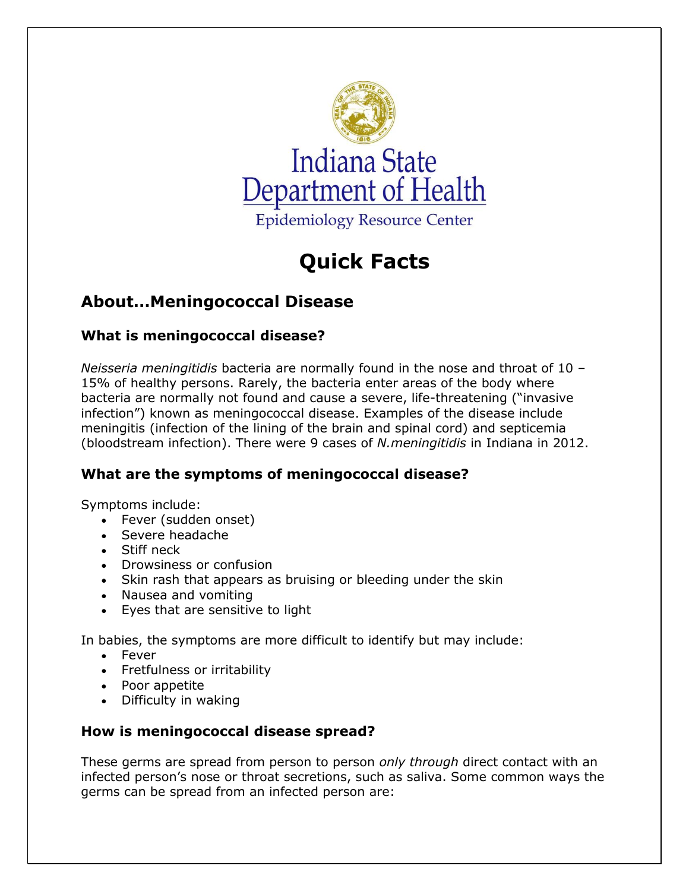Indiana State Department of Health

Epidemiology Resource Center

# Quick Facts

## About…Meningococcal Disease

### What is meningococcal disease?

*Neisseria meningitidis* bacteria are normally found in the nose and throat of 10 – 15% of healthy persons. Rarely, the bacteria enter areas of the body where bacteria are normally not found and cause a severe, life-threatening ("invasive infection") known as meningococcal disease. Examples of the disease include meningitis (infection of the lining of the brain and spinal cord) and septicemia (bloodstream infection). There were 9 cases of *N.meningitidis* in Indiana in 2012.

### What are the symptoms of meningococcal disease?

Symptoms include:

- Fever (sudden onset)
- Severe headache
- Stiff neck
- Drowsiness or confusion
- Skin rash that appears as bruising or bleeding under the skin
- Nausea and vomiting
- Eyes that are sensitive to light

In babies, the symptoms are more difficult to identify but may include:

- Fever
- Fretfulness or irritability
- Poor appetite
- Difficulty in waking

### How is meningococcal disease spread?

These germs are spread from person to person *only through* direct contact with an infected person's nose or throat secretions, such as saliva. Some common ways the germs can be spread from an infected person are: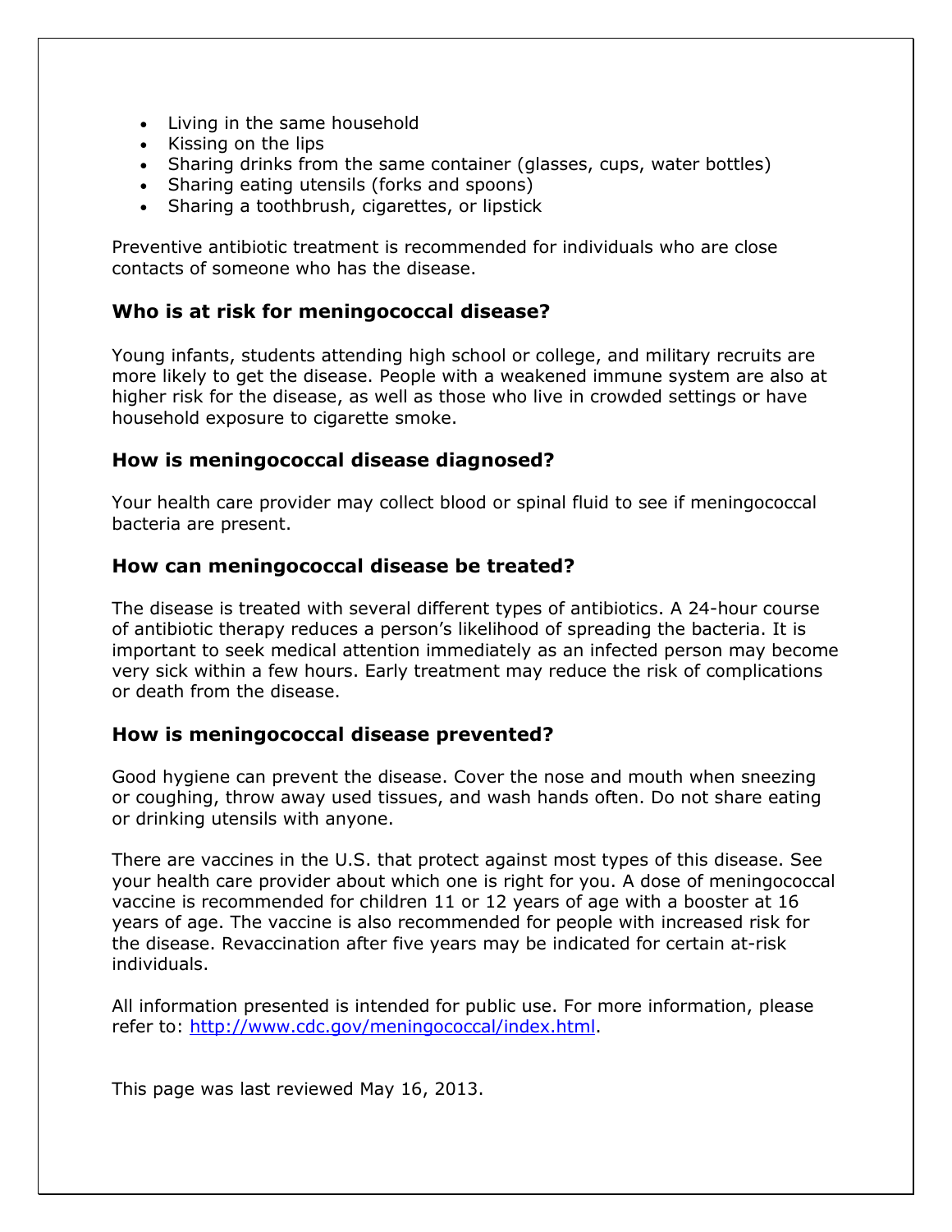- Living in the same household
- Kissing on the lips
- Sharing drinks from the same container (glasses, cups, water bottles)
- Sharing eating utensils (forks and spoons)
- Sharing a toothbrush, cigarettes, or lipstick

Preventive antibiotic treatment is recommended for individuals who are close contacts of someone who has the disease.

### Who is at risk for meningococcal disease?

Young infants, students attending high school or college, and military recruits are more likely to get the disease. People with a weakened immune system are also at higher risk for the disease, as well as those who live in crowded settings or have household exposure to cigarette smoke.

### How is meningococcal disease diagnosed?

Your health care provider may collect blood or spinal fluid to see if meningococcal bacteria are present.

### How can meningococcal disease be treated?

The disease is treated with several different types of antibiotics. A 24-hour course of antibiotic therapy reduces a person's likelihood of spreading the bacteria. It is important to seek medical attention immediately as an infected person may become very sick within a few hours. Early treatment may reduce the risk of complications or death from the disease.

### How is meningococcal disease prevented?

Good hygiene can prevent the disease. Cover the nose and mouth when sneezing or coughing, throw away used tissues, and wash hands often. Do not share eating or drinking utensils with anyone.

There are vaccines in the U.S. that protect against most types of this disease. See your health care provider about which one is right for you. A dose of meningococcal vaccine is recommended for children 11 or 12 years of age with a booster at 16 years of age. The vaccine is also recommended for people with increased risk for the disease. Revaccination after five years may be indicated for certain at-risk individuals.

All information presented is intended for public use. For more information, please refer to: [http://www.cdc.gov/meningococcal/index.html](http://www.cdc.gov/meningococcal/index.html).

This page was last reviewed May 16, 2013.